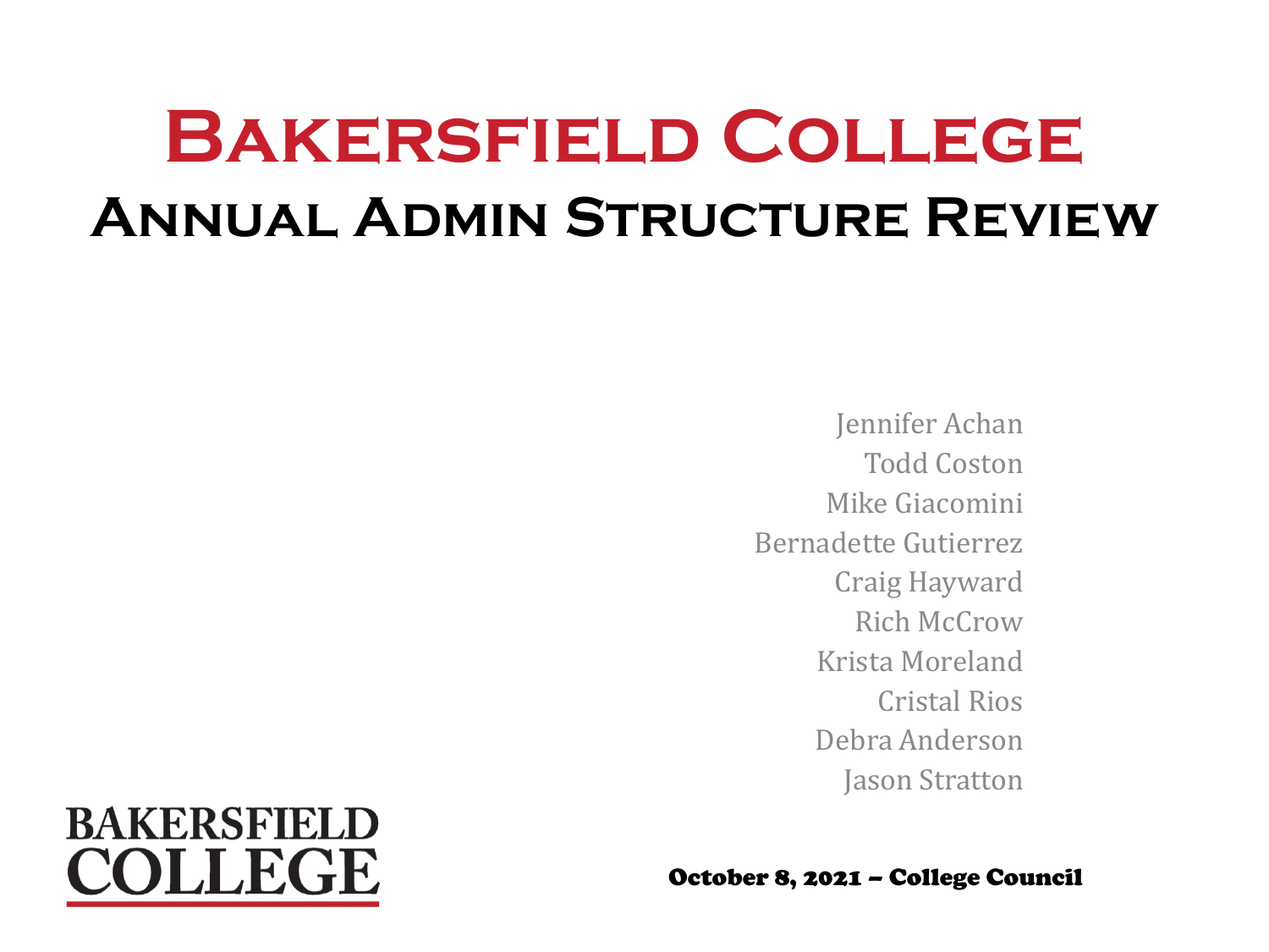# Bakersfield College

## Annual Admin Structure Review

Jennifer Achan
Todd Coston
Mike Giacomini
Bernadette Gutierrez
Craig Hayward
Rich McCrow
Krista Moreland
Cristal Rios
Debra Anderson
Jason Stratton

BAKERSFIELD COLLEGE

**October 8, 2021 – College Council**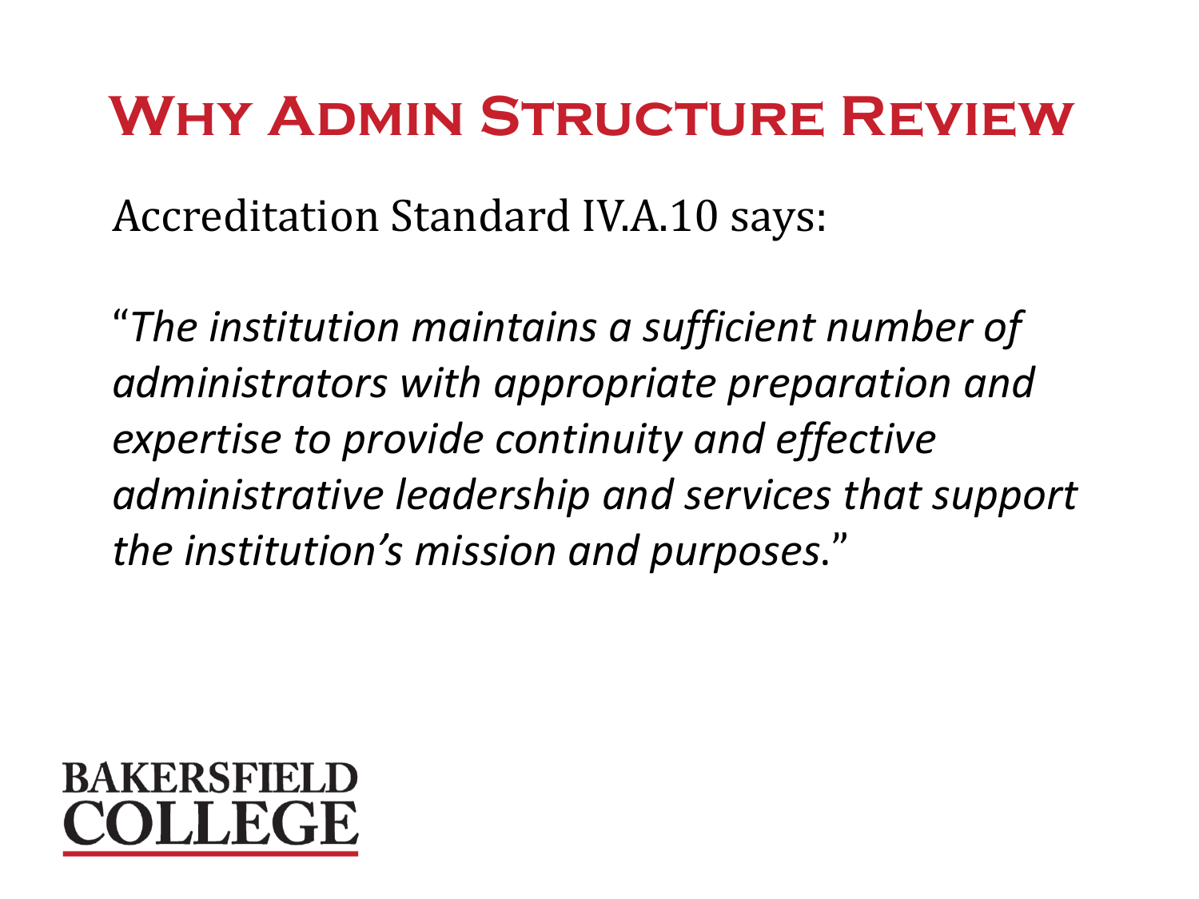# Why Admin Structure Review

Accreditation Standard IV.A.10 says:

"*The institution maintains a sufficient number of administrators with appropriate preparation and expertise to provide continuity and effective administrative leadership and services that support the institution's mission and purposes.*"

BAKERSFIELD COLLEGE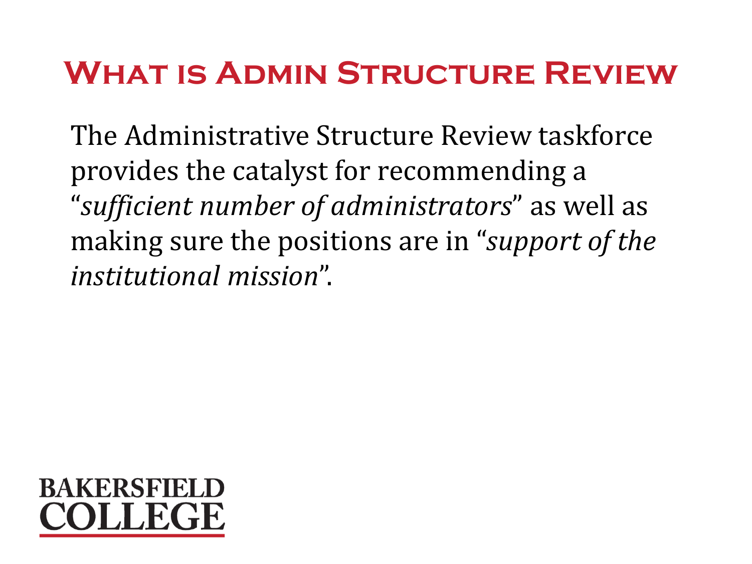# What is Admin Structure Review

The Administrative Structure Review taskforce provides the catalyst for recommending a "*sufficient number of administrators*" as well as making sure the positions are in "*support of the institutional mission*".

BAKERSFIELD COLLEGE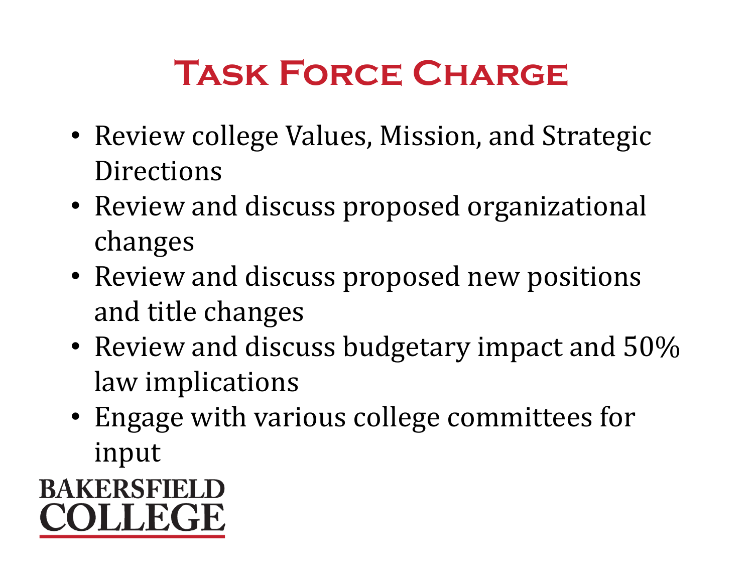# Task Force Charge

- Review college Values, Mission, and Strategic Directions
- Review and discuss proposed organizational changes
- Review and discuss proposed new positions and title changes
- Review and discuss budgetary impact and 50% law implications
- Engage with various college committees for input

BAKERSFIELD COLLEGE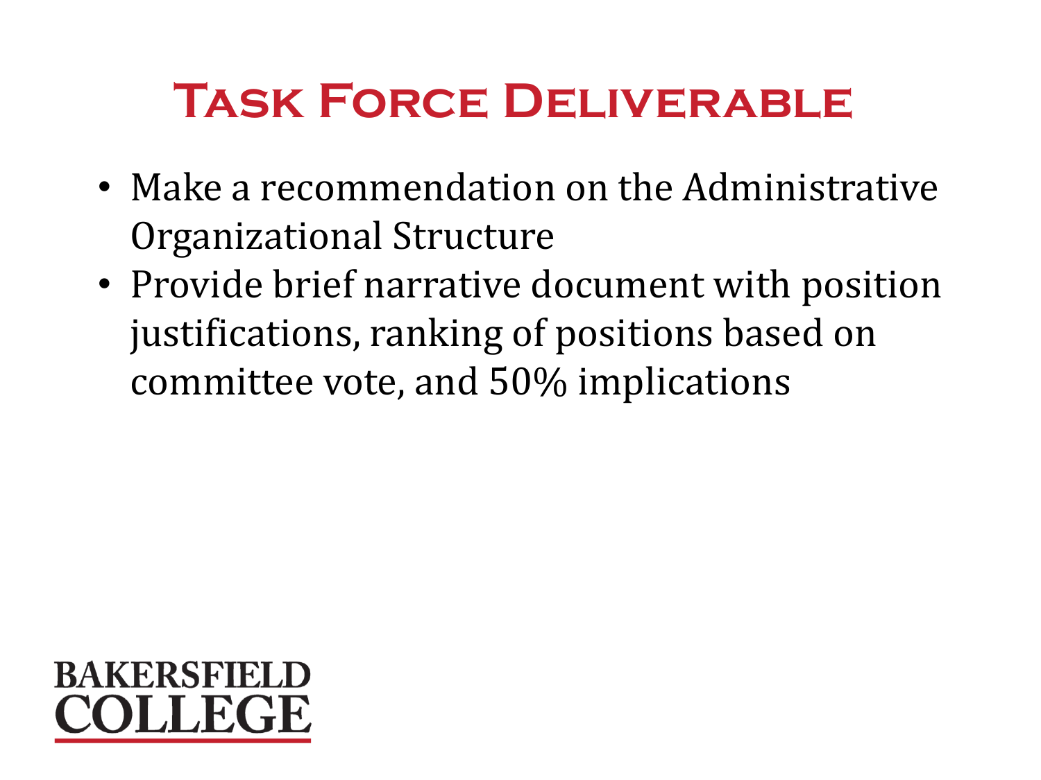# Task Force Deliverable

- Make a recommendation on the Administrative Organizational Structure
- Provide brief narrative document with position justifications, ranking of positions based on committee vote, and 50% implications

BAKERSFIELD COLLEGE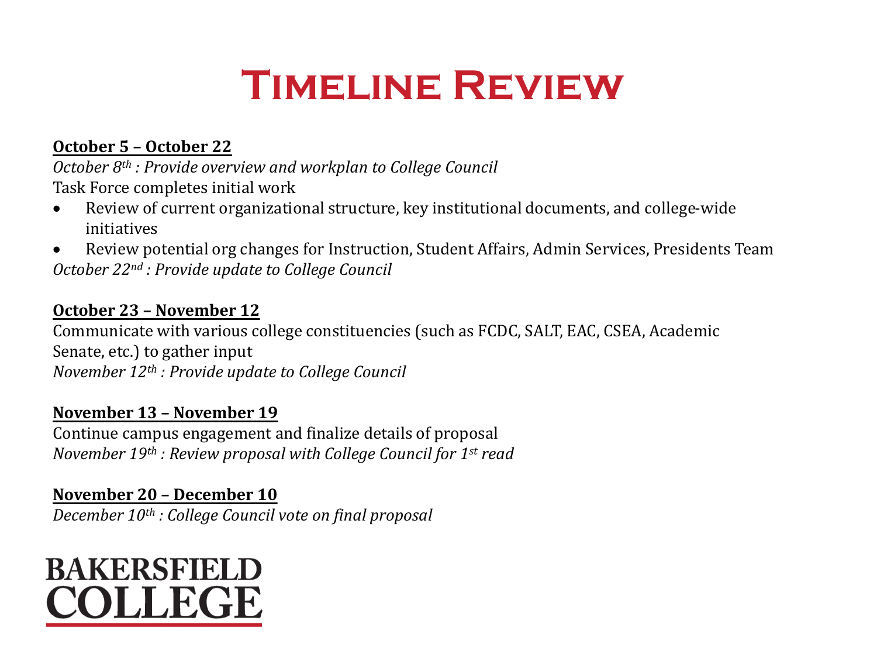# Timeline Review

**October 5 – October 22**

*October 8th : Provide overview and workplan to College Council*

Task Force completes initial work

- Review of current organizational structure, key institutional documents, and college-wide initiatives
- Review potential org changes for Instruction, Student Affairs, Admin Services, Presidents Team

*October 22nd : Provide update to College Council*

**October 23 – November 12**

Communicate with various college constituencies (such as FCDC, SALT, EAC, CSEA, Academic Senate, etc.) to gather input

*November 12th : Provide update to College Council*

**November 13 – November 19**

Continue campus engagement and finalize details of proposal

*November 19th : Review proposal with College Council for 1st read*

**November 20 – December 10**

*December 10th : College Council vote on final proposal*

BAKERSFIELD COLLEGE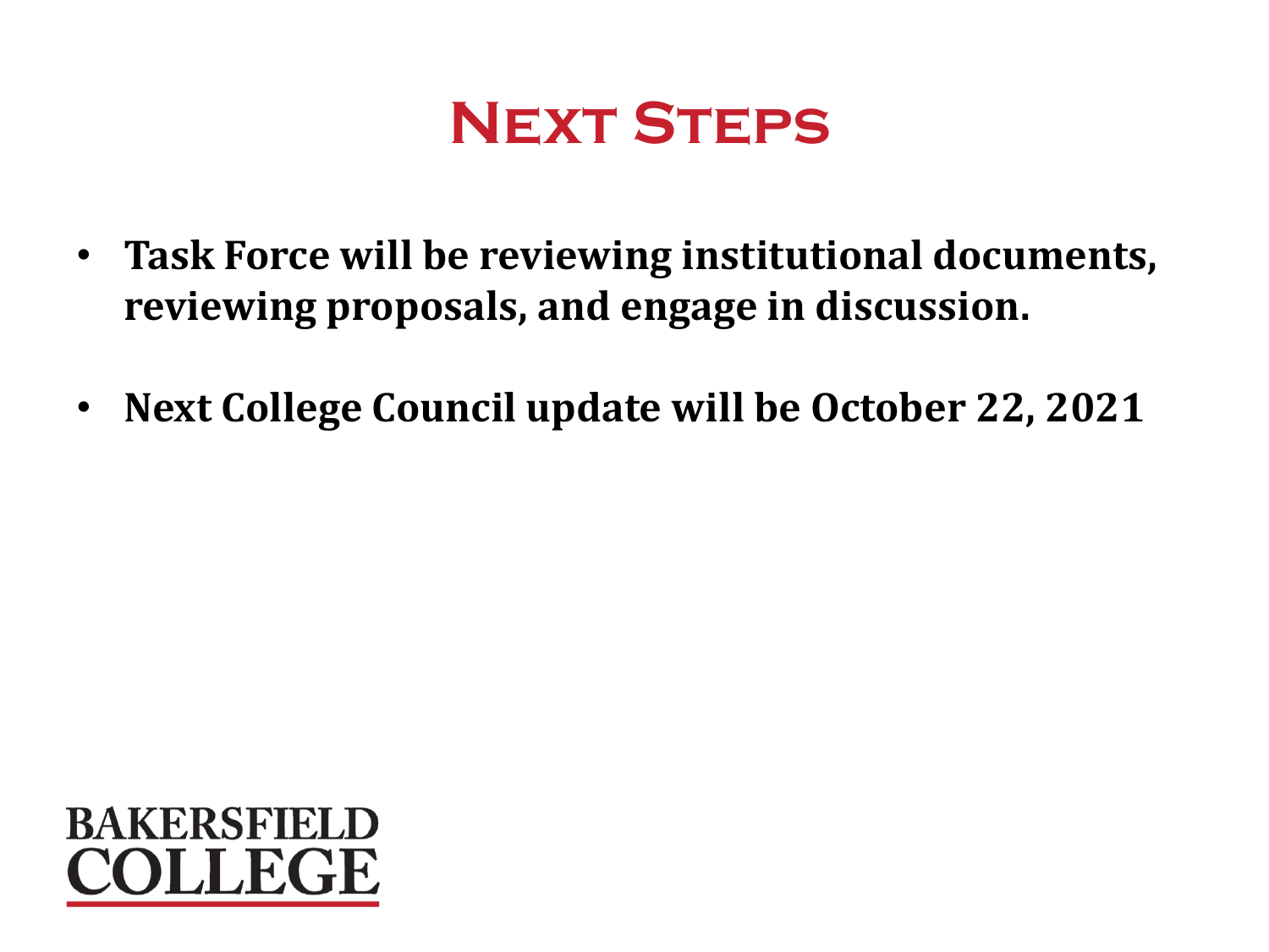# Next Steps

- **Task Force will be reviewing institutional documents, reviewing proposals, and engage in discussion.**

- **Next College Council update will be October 22, 2021**

BAKERSFIELD COLLEGE